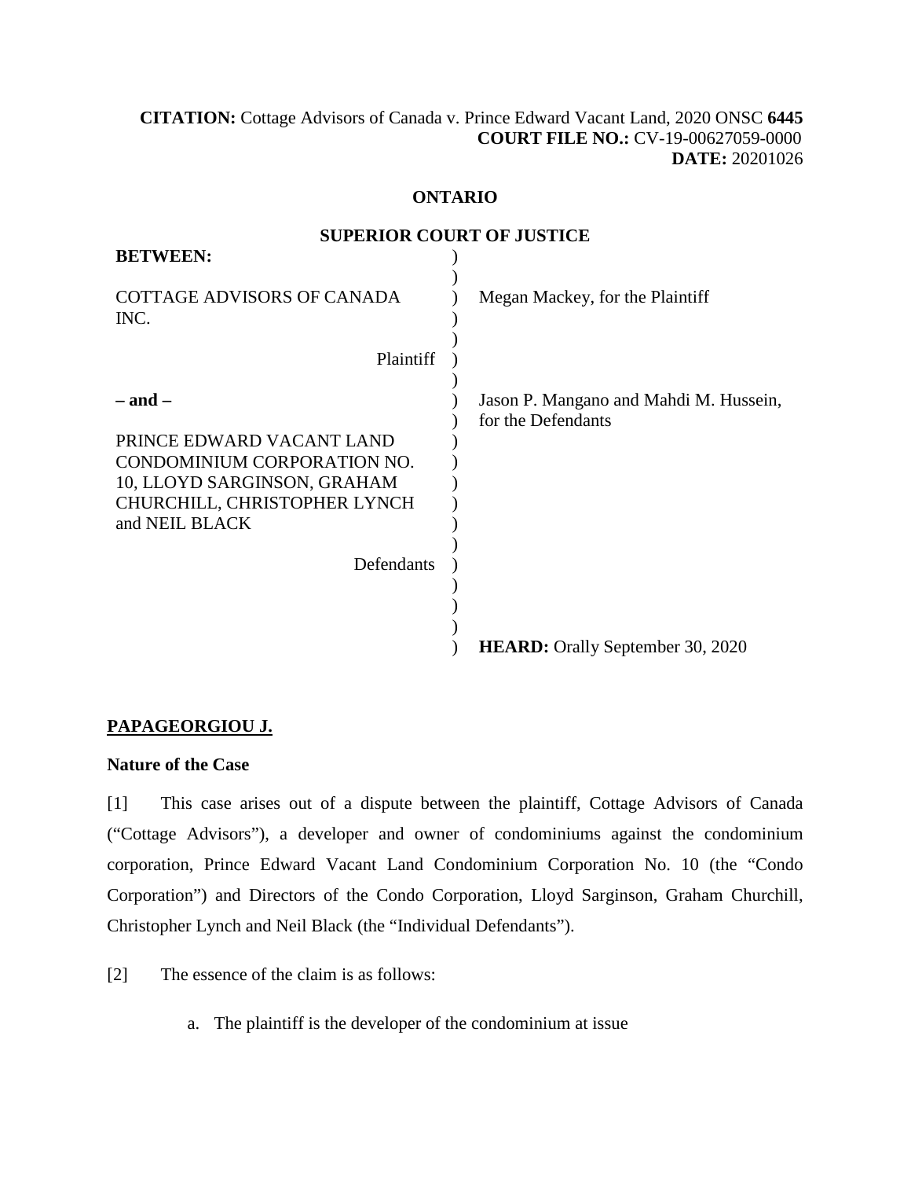**CITATION:** Cottage Advisors of Canada v. Prince Edward Vacant Land, 2020 ONSC **6445**
**COURT FILE NO.:** CV-19-00627059-0000
**DATE:** 20201026

**ONTARIO**

**SUPERIOR COURT OF JUSTICE**

| | |
|---|---|
| **BETWEEN:** | |
| COTTAGE ADVISORS OF CANADA INC. | Megan Mackey, for the Plaintiff |
| Plaintiff | |
| **– and –** | Jason P. Mangano and Mahdi M. Hussein, for the Defendants |
| PRINCE EDWARD VACANT LAND CONDOMINIUM CORPORATION NO. 10, LLOYD SARGINSON, GRAHAM CHURCHILL, CHRISTOPHER LYNCH and NEIL BLACK | |
| Defendants | |
| | **HEARD:** Orally September 30, 2020 |

**PAPAGEORGIOU J.**

**Nature of the Case**

[1] This case arises out of a dispute between the plaintiff, Cottage Advisors of Canada ("Cottage Advisors"), a developer and owner of condominiums against the condominium corporation, Prince Edward Vacant Land Condominium Corporation No. 10 (the "Condo Corporation") and Directors of the Condo Corporation, Lloyd Sarginson, Graham Churchill, Christopher Lynch and Neil Black (the "Individual Defendants").

[2] The essence of the claim is as follows:

a. The plaintiff is the developer of the condominium at issue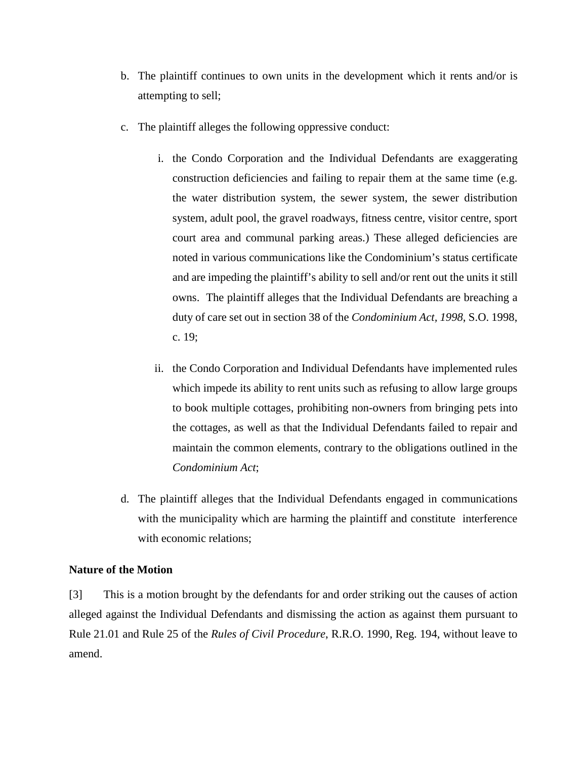b. The plaintiff continues to own units in the development which it rents and/or is attempting to sell;

c. The plaintiff alleges the following oppressive conduct:

   i. the Condo Corporation and the Individual Defendants are exaggerating construction deficiencies and failing to repair them at the same time (e.g. the water distribution system, the sewer system, the sewer distribution system, adult pool, the gravel roadways, fitness centre, visitor centre, sport court area and communal parking areas.) These alleged deficiencies are noted in various communications like the Condominium's status certificate and are impeding the plaintiff's ability to sell and/or rent out the units it still owns. The plaintiff alleges that the Individual Defendants are breaching a duty of care set out in section 38 of the *Condominium Act, 1998*, S.O. 1998, c. 19;

   ii. the Condo Corporation and Individual Defendants have implemented rules which impede its ability to rent units such as refusing to allow large groups to book multiple cottages, prohibiting non-owners from bringing pets into the cottages, as well as that the Individual Defendants failed to repair and maintain the common elements, contrary to the obligations outlined in the *Condominium Act*;

d. The plaintiff alleges that the Individual Defendants engaged in communications with the municipality which are harming the plaintiff and constitute interference with economic relations;

**Nature of the Motion**

[3] This is a motion brought by the defendants for and order striking out the causes of action alleged against the Individual Defendants and dismissing the action as against them pursuant to Rule 21.01 and Rule 25 of the *Rules of Civil Procedure*, R.R.O. 1990, Reg. 194, without leave to amend.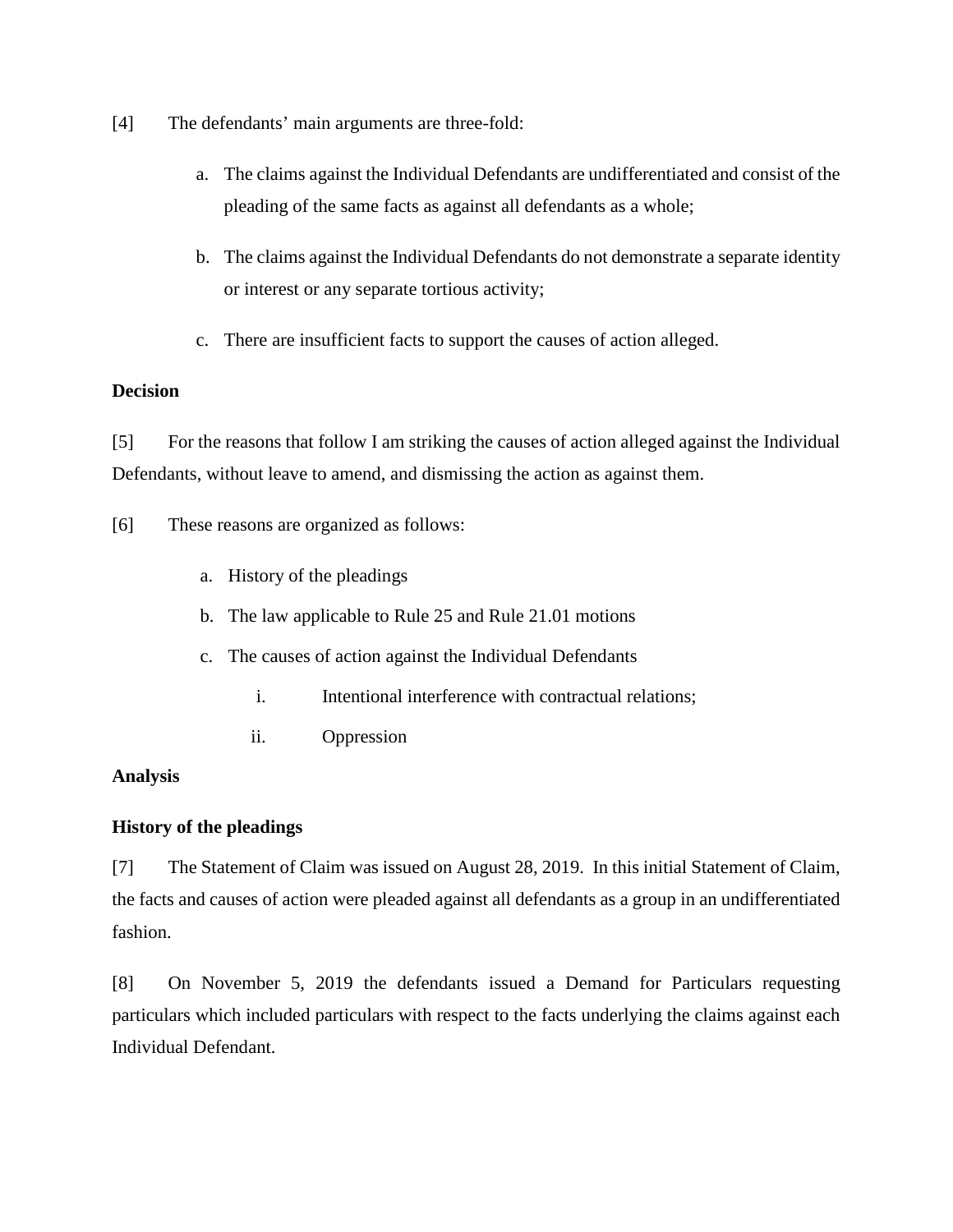[4] The defendants' main arguments are three-fold:

a. The claims against the Individual Defendants are undifferentiated and consist of the pleading of the same facts as against all defendants as a whole;

b. The claims against the Individual Defendants do not demonstrate a separate identity or interest or any separate tortious activity;

c. There are insufficient facts to support the causes of action alleged.

**Decision**

[5] For the reasons that follow I am striking the causes of action alleged against the Individual Defendants, without leave to amend, and dismissing the action as against them.

[6] These reasons are organized as follows:

a. History of the pleadings

b. The law applicable to Rule 25 and Rule 21.01 motions

c. The causes of action against the Individual Defendants

   i. Intentional interference with contractual relations;

   ii. Oppression

**Analysis**

**History of the pleadings**

[7] The Statement of Claim was issued on August 28, 2019. In this initial Statement of Claim, the facts and causes of action were pleaded against all defendants as a group in an undifferentiated fashion.

[8] On November 5, 2019 the defendants issued a Demand for Particulars requesting particulars which included particulars with respect to the facts underlying the claims against each Individual Defendant.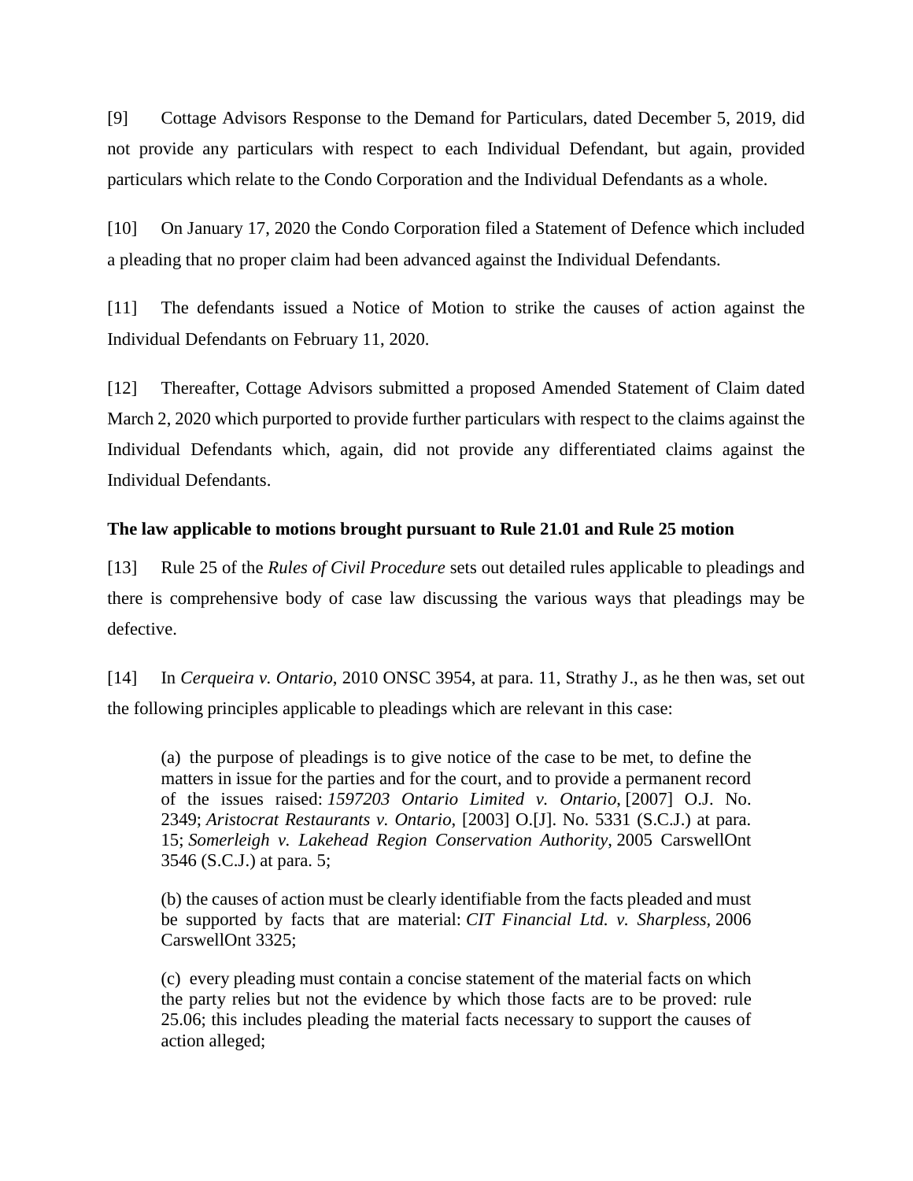[9] Cottage Advisors Response to the Demand for Particulars, dated December 5, 2019, did not provide any particulars with respect to each Individual Defendant, but again, provided particulars which relate to the Condo Corporation and the Individual Defendants as a whole.

[10] On January 17, 2020 the Condo Corporation filed a Statement of Defence which included a pleading that no proper claim had been advanced against the Individual Defendants.

[11] The defendants issued a Notice of Motion to strike the causes of action against the Individual Defendants on February 11, 2020.

[12] Thereafter, Cottage Advisors submitted a proposed Amended Statement of Claim dated March 2, 2020 which purported to provide further particulars with respect to the claims against the Individual Defendants which, again, did not provide any differentiated claims against the Individual Defendants.

**The law applicable to motions brought pursuant to Rule 21.01 and Rule 25 motion**

[13] Rule 25 of the *Rules of Civil Procedure* sets out detailed rules applicable to pleadings and there is comprehensive body of case law discussing the various ways that pleadings may be defective.

[14] In *Cerqueira v. Ontario*, 2010 ONSC 3954, at para. 11, Strathy J., as he then was, set out the following principles applicable to pleadings which are relevant in this case:

> (a) the purpose of pleadings is to give notice of the case to be met, to define the matters in issue for the parties and for the court, and to provide a permanent record of the issues raised: *1597203 Ontario Limited v. Ontario*, [2007] O.J. No. 2349; *Aristocrat Restaurants v. Ontario*, [2003] O.[J]. No. 5331 (S.C.J.) at para. 15; *Somerleigh v. Lakehead Region Conservation Authority*, 2005 CarswellOnt 3546 (S.C.J.) at para. 5;
>
> (b) the causes of action must be clearly identifiable from the facts pleaded and must be supported by facts that are material: *CIT Financial Ltd. v. Sharpless*, 2006 CarswellOnt 3325;
>
> (c) every pleading must contain a concise statement of the material facts on which the party relies but not the evidence by which those facts are to be proved: rule 25.06; this includes pleading the material facts necessary to support the causes of action alleged;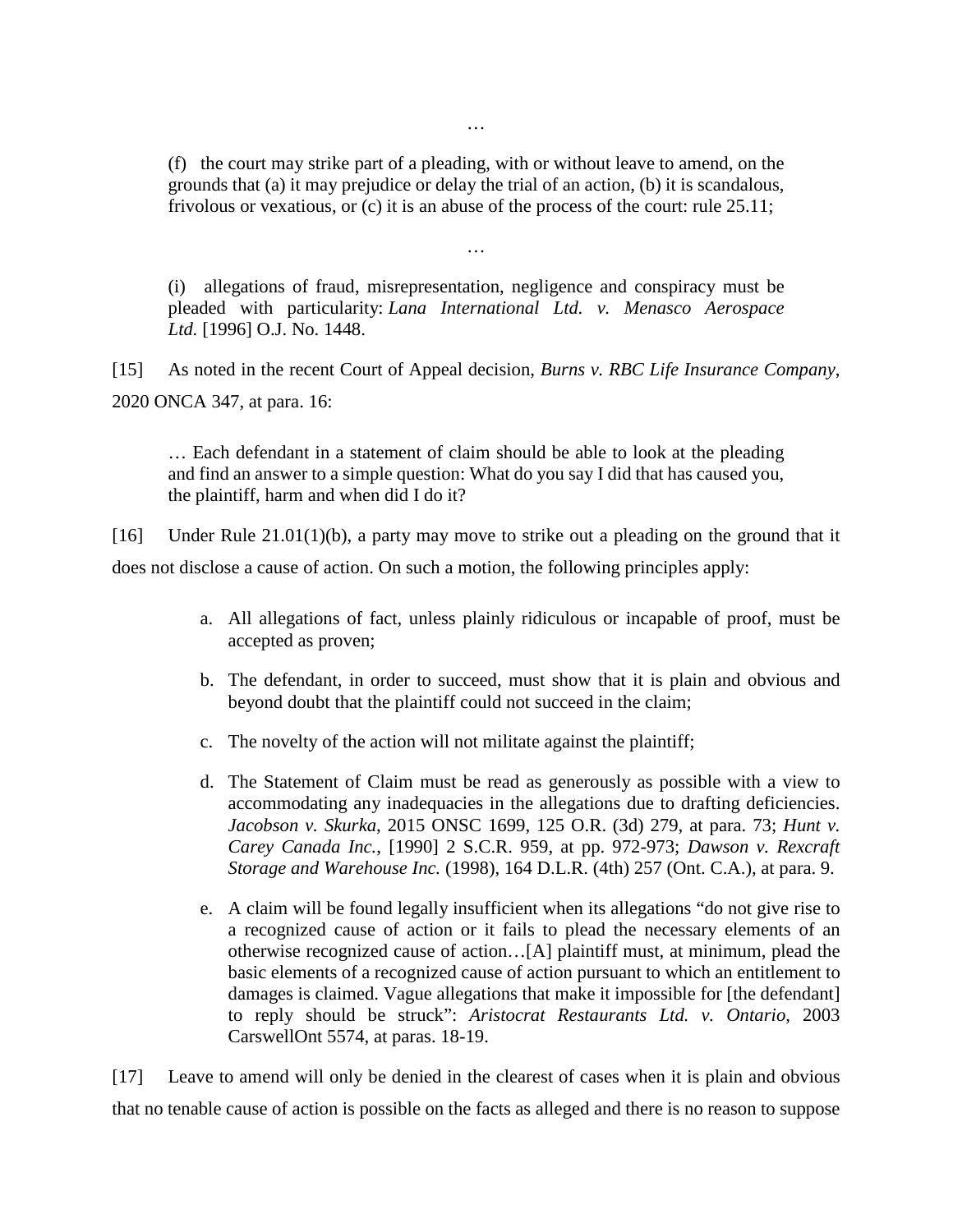…

> (f) the court may strike part of a pleading, with or without leave to amend, on the grounds that (a) it may prejudice or delay the trial of an action, (b) it is scandalous, frivolous or vexatious, or (c) it is an abuse of the process of the court: rule 25.11;

…

> (i) allegations of fraud, misrepresentation, negligence and conspiracy must be pleaded with particularity: *Lana International Ltd. v. Menasco Aerospace Ltd.* [1996] O.J. No. 1448.

[15] As noted in the recent Court of Appeal decision, *Burns v. RBC Life Insurance Company*, 2020 ONCA 347, at para. 16:

> … Each defendant in a statement of claim should be able to look at the pleading and find an answer to a simple question: What do you say I did that has caused you, the plaintiff, harm and when did I do it?

[16] Under Rule 21.01(1)(b), a party may move to strike out a pleading on the ground that it does not disclose a cause of action. On such a motion, the following principles apply:

a. All allegations of fact, unless plainly ridiculous or incapable of proof, must be accepted as proven;

b. The defendant, in order to succeed, must show that it is plain and obvious and beyond doubt that the plaintiff could not succeed in the claim;

c. The novelty of the action will not militate against the plaintiff;

d. The Statement of Claim must be read as generously as possible with a view to accommodating any inadequacies in the allegations due to drafting deficiencies. *Jacobson v. Skurka*, 2015 ONSC 1699, 125 O.R. (3d) 279, at para. 73; *Hunt v. Carey Canada Inc.*, [1990] 2 S.C.R. 959, at pp. 972-973; *Dawson v. Rexcraft Storage and Warehouse Inc.* (1998), 164 D.L.R. (4th) 257 (Ont. C.A.), at para. 9.

e. A claim will be found legally insufficient when its allegations "do not give rise to a recognized cause of action or it fails to plead the necessary elements of an otherwise recognized cause of action…[A] plaintiff must, at minimum, plead the basic elements of a recognized cause of action pursuant to which an entitlement to damages is claimed. Vague allegations that make it impossible for [the defendant] to reply should be struck": *Aristocrat Restaurants Ltd. v. Ontario*, 2003 CarswellOnt 5574, at paras. 18-19.

[17] Leave to amend will only be denied in the clearest of cases when it is plain and obvious that no tenable cause of action is possible on the facts as alleged and there is no reason to suppose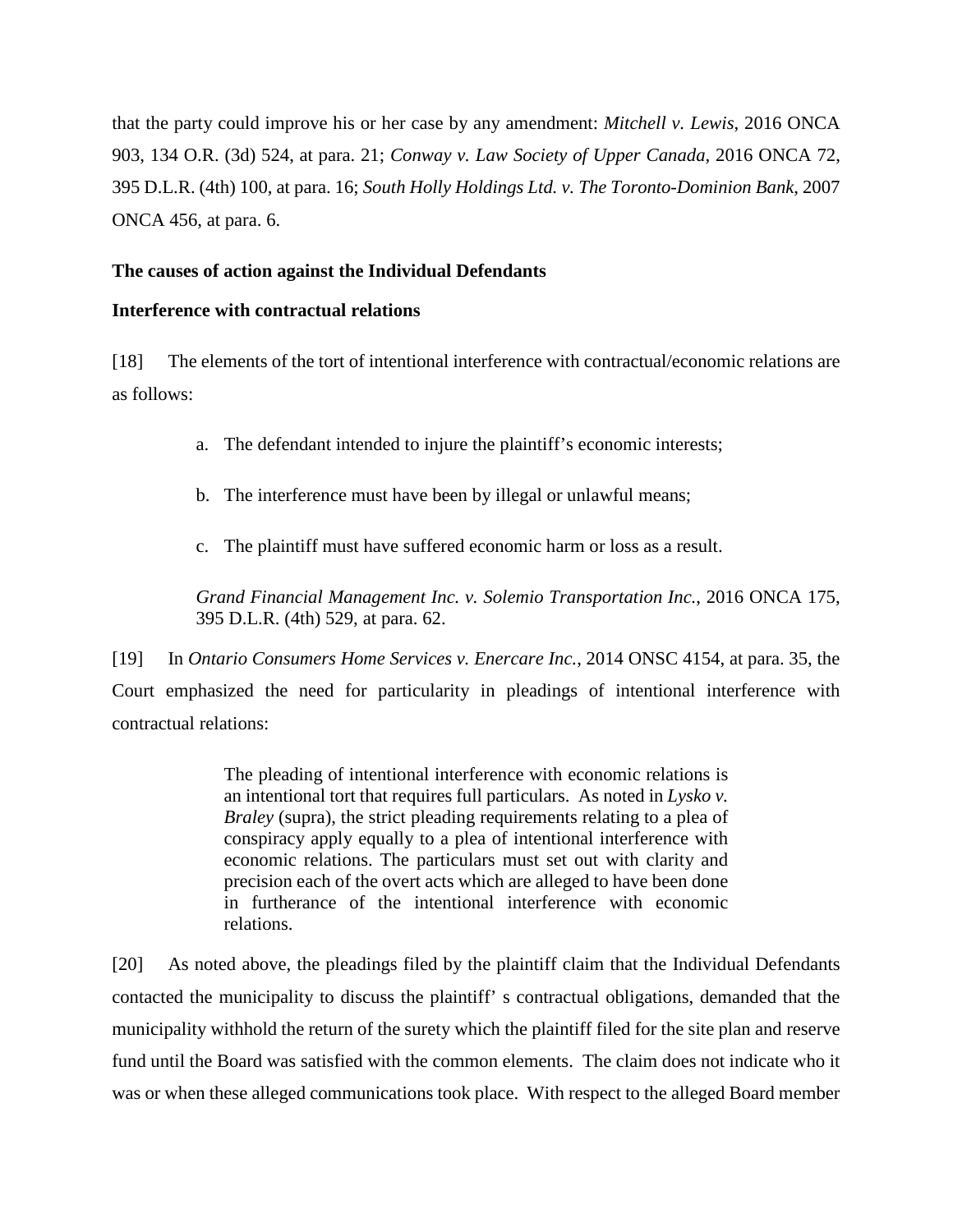that the party could improve his or her case by any amendment: *Mitchell v. Lewis*, 2016 ONCA 903, 134 O.R. (3d) 524, at para. 21; *Conway v. Law Society of Upper Canada*, 2016 ONCA 72, 395 D.L.R. (4th) 100, at para. 16; *South Holly Holdings Ltd. v. The Toronto-Dominion Bank*, 2007 ONCA 456, at para. 6.

**The causes of action against the Individual Defendants**

**Interference with contractual relations**

[18] The elements of the tort of intentional interference with contractual/economic relations are as follows:

a. The defendant intended to injure the plaintiff's economic interests;

b. The interference must have been by illegal or unlawful means;

c. The plaintiff must have suffered economic harm or loss as a result.

> *Grand Financial Management Inc. v. Solemio Transportation Inc.*, 2016 ONCA 175, 395 D.L.R. (4th) 529, at para. 62.

[19] In *Ontario Consumers Home Services v. Enercare Inc.*, 2014 ONSC 4154, at para. 35, the Court emphasized the need for particularity in pleadings of intentional interference with contractual relations:

> The pleading of intentional interference with economic relations is an intentional tort that requires full particulars. As noted in *Lysko v. Braley* (supra), the strict pleading requirements relating to a plea of conspiracy apply equally to a plea of intentional interference with economic relations. The particulars must set out with clarity and precision each of the overt acts which are alleged to have been done in furtherance of the intentional interference with economic relations.

[20] As noted above, the pleadings filed by the plaintiff claim that the Individual Defendants contacted the municipality to discuss the plaintiff' s contractual obligations, demanded that the municipality withhold the return of the surety which the plaintiff filed for the site plan and reserve fund until the Board was satisfied with the common elements. The claim does not indicate who it was or when these alleged communications took place. With respect to the alleged Board member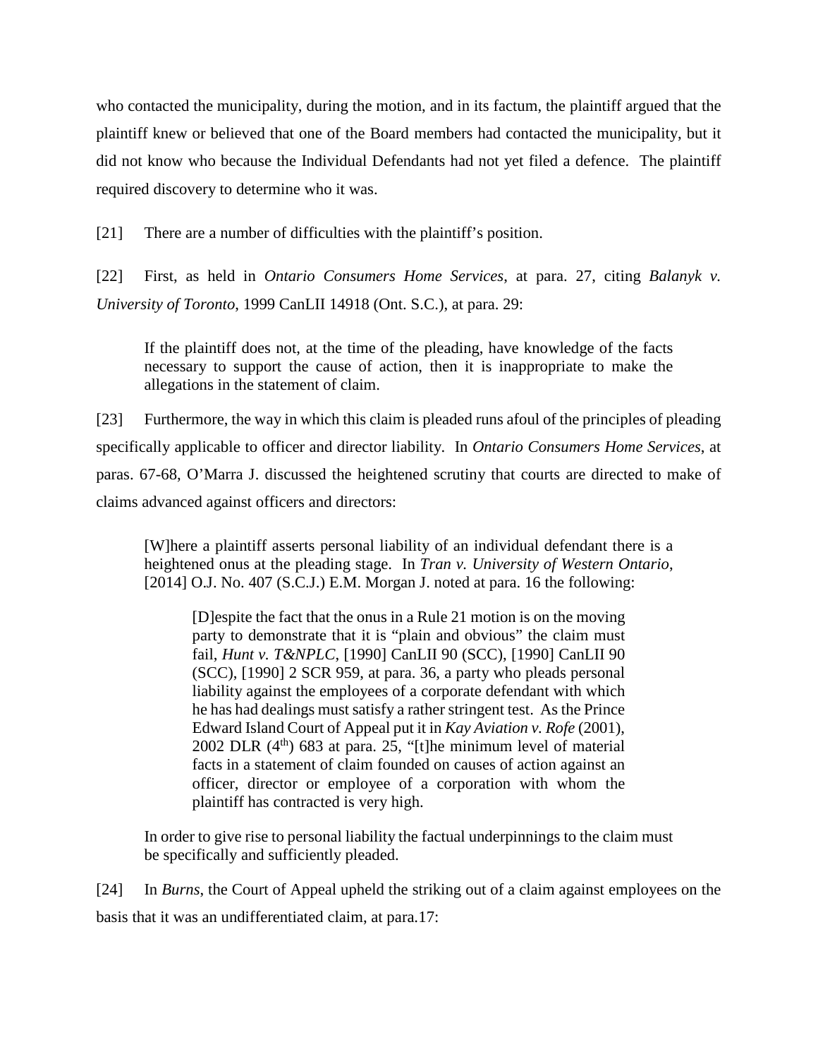who contacted the municipality, during the motion, and in its factum, the plaintiff argued that the plaintiff knew or believed that one of the Board members had contacted the municipality, but it did not know who because the Individual Defendants had not yet filed a defence. The plaintiff required discovery to determine who it was.

[21] There are a number of difficulties with the plaintiff's position.

[22] First, as held in *Ontario Consumers Home Services*, at para. 27, citing *Balanyk v. University of Toronto*, 1999 CanLII 14918 (Ont. S.C.), at para. 29:

> If the plaintiff does not, at the time of the pleading, have knowledge of the facts necessary to support the cause of action, then it is inappropriate to make the allegations in the statement of claim.

[23] Furthermore, the way in which this claim is pleaded runs afoul of the principles of pleading specifically applicable to officer and director liability. In *Ontario Consumers Home Services*, at paras. 67-68, O'Marra J. discussed the heightened scrutiny that courts are directed to make of claims advanced against officers and directors:

> [W]here a plaintiff asserts personal liability of an individual defendant there is a heightened onus at the pleading stage. In *Tran v. University of Western Ontario*, [2014] O.J. No. 407 (S.C.J.) E.M. Morgan J. noted at para. 16 the following:
>
>> [D]espite the fact that the onus in a Rule 21 motion is on the moving party to demonstrate that it is "plain and obvious" the claim must fail, *Hunt v. T&NPLC*, [1990] CanLII 90 (SCC), [1990] CanLII 90 (SCC), [1990] 2 SCR 959, at para. 36, a party who pleads personal liability against the employees of a corporate defendant with which he has had dealings must satisfy a rather stringent test. As the Prince Edward Island Court of Appeal put it in *Kay Aviation v. Rofe* (2001), 2002 DLR (4th) 683 at para. 25, "[t]he minimum level of material facts in a statement of claim founded on causes of action against an officer, director or employee of a corporation with whom the plaintiff has contracted is very high.
>
> In order to give rise to personal liability the factual underpinnings to the claim must be specifically and sufficiently pleaded.

[24] In *Burns*, the Court of Appeal upheld the striking out of a claim against employees on the basis that it was an undifferentiated claim, at para.17: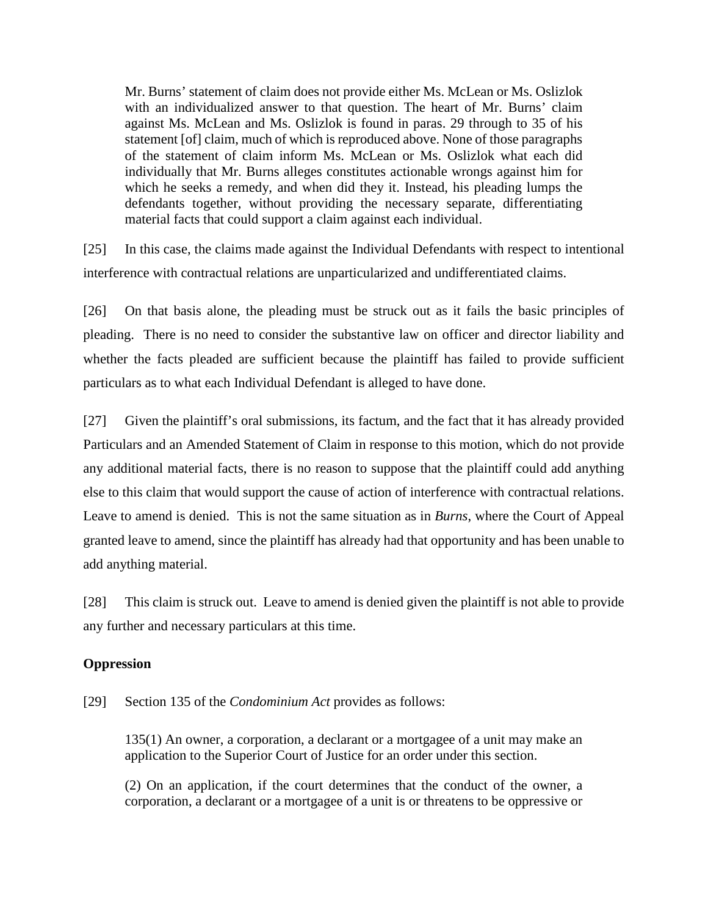> Mr. Burns' statement of claim does not provide either Ms. McLean or Ms. Oslizlok with an individualized answer to that question. The heart of Mr. Burns' claim against Ms. McLean and Ms. Oslizlok is found in paras. 29 through to 35 of his statement [of] claim, much of which is reproduced above. None of those paragraphs of the statement of claim inform Ms. McLean or Ms. Oslizlok what each did individually that Mr. Burns alleges constitutes actionable wrongs against him for which he seeks a remedy, and when did they it. Instead, his pleading lumps the defendants together, without providing the necessary separate, differentiating material facts that could support a claim against each individual.

[25] In this case, the claims made against the Individual Defendants with respect to intentional interference with contractual relations are unparticularized and undifferentiated claims.

[26] On that basis alone, the pleading must be struck out as it fails the basic principles of pleading. There is no need to consider the substantive law on officer and director liability and whether the facts pleaded are sufficient because the plaintiff has failed to provide sufficient particulars as to what each Individual Defendant is alleged to have done.

[27] Given the plaintiff's oral submissions, its factum, and the fact that it has already provided Particulars and an Amended Statement of Claim in response to this motion, which do not provide any additional material facts, there is no reason to suppose that the plaintiff could add anything else to this claim that would support the cause of action of interference with contractual relations. Leave to amend is denied. This is not the same situation as in *Burns*, where the Court of Appeal granted leave to amend, since the plaintiff has already had that opportunity and has been unable to add anything material.

[28] This claim is struck out. Leave to amend is denied given the plaintiff is not able to provide any further and necessary particulars at this time.

**Oppression**

[29] Section 135 of the *Condominium Act* provides as follows:

> 135(1) An owner, a corporation, a declarant or a mortgagee of a unit may make an application to the Superior Court of Justice for an order under this section.
>
> (2) On an application, if the court determines that the conduct of the owner, a corporation, a declarant or a mortgagee of a unit is or threatens to be oppressive or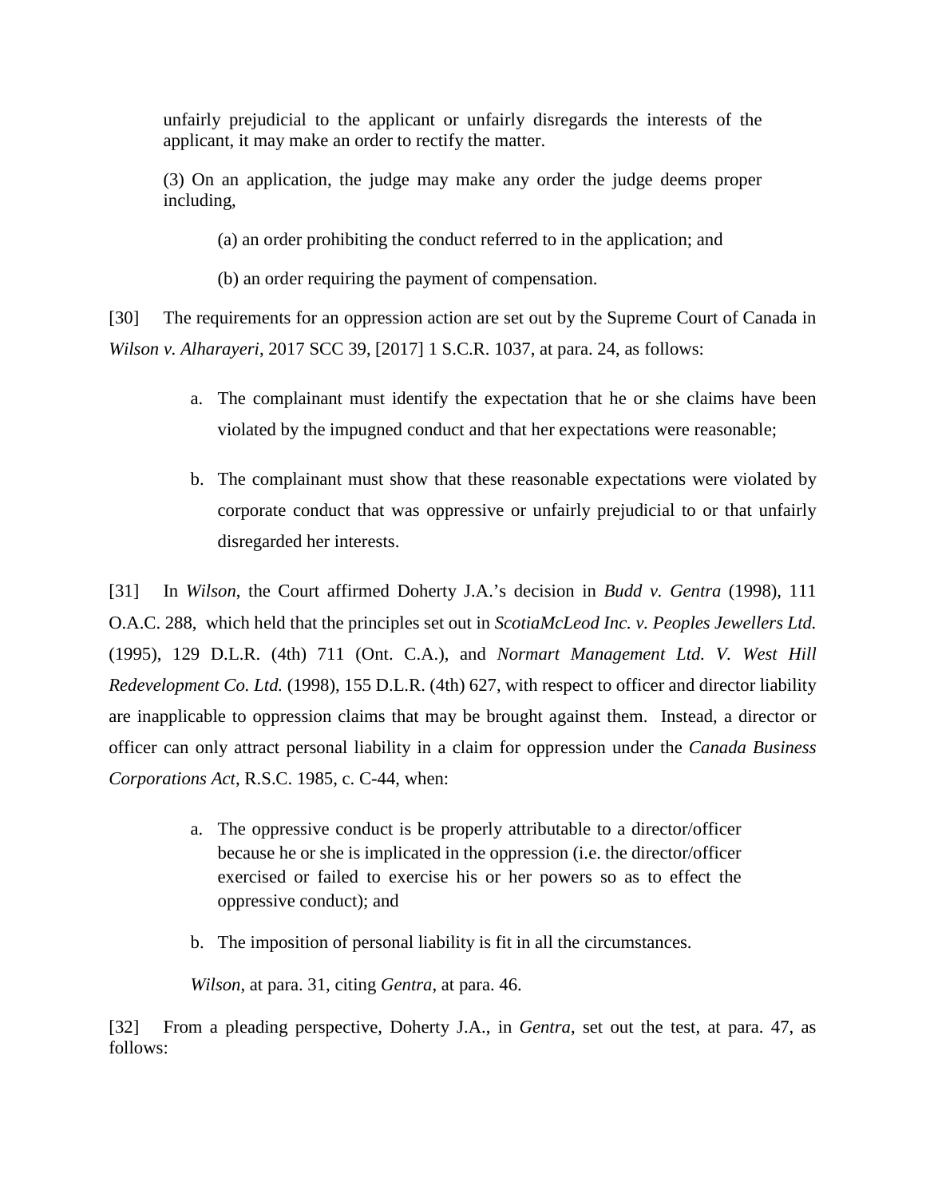unfairly prejudicial to the applicant or unfairly disregards the interests of the applicant, it may make an order to rectify the matter.

(3) On an application, the judge may make any order the judge deems proper including,

(a) an order prohibiting the conduct referred to in the application; and

(b) an order requiring the payment of compensation.

[30] The requirements for an oppression action are set out by the Supreme Court of Canada in *Wilson v. Alharayeri*, 2017 SCC 39, [2017] 1 S.C.R. 1037, at para. 24, as follows:

a. The complainant must identify the expectation that he or she claims have been violated by the impugned conduct and that her expectations were reasonable;

b. The complainant must show that these reasonable expectations were violated by corporate conduct that was oppressive or unfairly prejudicial to or that unfairly disregarded her interests.

[31] In *Wilson*, the Court affirmed Doherty J.A.'s decision in *Budd v. Gentra* (1998), 111 O.A.C. 288, which held that the principles set out in *ScotiaMcLeod Inc. v. Peoples Jewellers Ltd.* (1995), 129 D.L.R. (4th) 711 (Ont. C.A.), and *Normart Management Ltd. V. West Hill Redevelopment Co. Ltd.* (1998), 155 D.L.R. (4th) 627, with respect to officer and director liability are inapplicable to oppression claims that may be brought against them. Instead, a director or officer can only attract personal liability in a claim for oppression under the *Canada Business Corporations Act*, R.S.C. 1985, c. C-44, when:

a. The oppressive conduct is be properly attributable to a director/officer because he or she is implicated in the oppression (i.e. the director/officer exercised or failed to exercise his or her powers so as to effect the oppressive conduct); and

b. The imposition of personal liability is fit in all the circumstances.

*Wilson*, at para. 31, citing *Gentra*, at para. 46.

[32] From a pleading perspective, Doherty J.A., in *Gentra*, set out the test, at para. 47, as follows: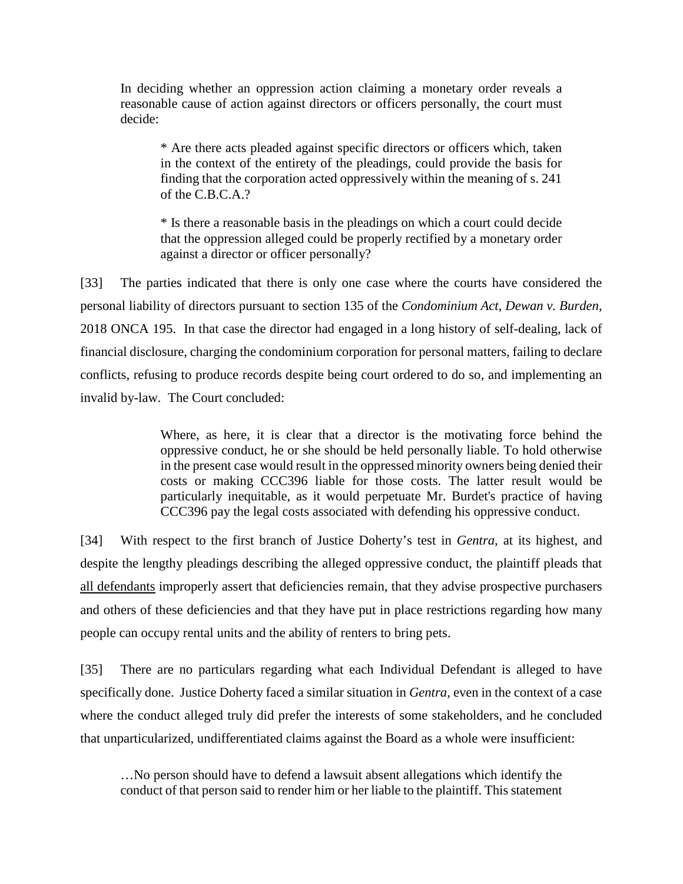> In deciding whether an oppression action claiming a monetary order reveals a reasonable cause of action against directors or officers personally, the court must decide:
>
> > * Are there acts pleaded against specific directors or officers which, taken in the context of the entirety of the pleadings, could provide the basis for finding that the corporation acted oppressively within the meaning of s. 241 of the C.B.C.A.?
> >
> > * Is there a reasonable basis in the pleadings on which a court could decide that the oppression alleged could be properly rectified by a monetary order against a director or officer personally?

[33] The parties indicated that there is only one case where the courts have considered the personal liability of directors pursuant to section 135 of the *Condominium Act*, *Dewan v. Burden*, 2018 ONCA 195. In that case the director had engaged in a long history of self-dealing, lack of financial disclosure, charging the condominium corporation for personal matters, failing to declare conflicts, refusing to produce records despite being court ordered to do so, and implementing an invalid by-law. The Court concluded:

> Where, as here, it is clear that a director is the motivating force behind the oppressive conduct, he or she should be held personally liable. To hold otherwise in the present case would result in the oppressed minority owners being denied their costs or making CCC396 liable for those costs. The latter result would be particularly inequitable, as it would perpetuate Mr. Burdet's practice of having CCC396 pay the legal costs associated with defending his oppressive conduct.

[34] With respect to the first branch of Justice Doherty's test in *Gentra*, at its highest, and despite the lengthy pleadings describing the alleged oppressive conduct, the plaintiff pleads that <u>all defendants</u> improperly assert that deficiencies remain, that they advise prospective purchasers and others of these deficiencies and that they have put in place restrictions regarding how many people can occupy rental units and the ability of renters to bring pets.

[35] There are no particulars regarding what each Individual Defendant is alleged to have specifically done. Justice Doherty faced a similar situation in *Gentra*, even in the context of a case where the conduct alleged truly did prefer the interests of some stakeholders, and he concluded that unparticularized, undifferentiated claims against the Board as a whole were insufficient:

> …No person should have to defend a lawsuit absent allegations which identify the conduct of that person said to render him or her liable to the plaintiff. This statement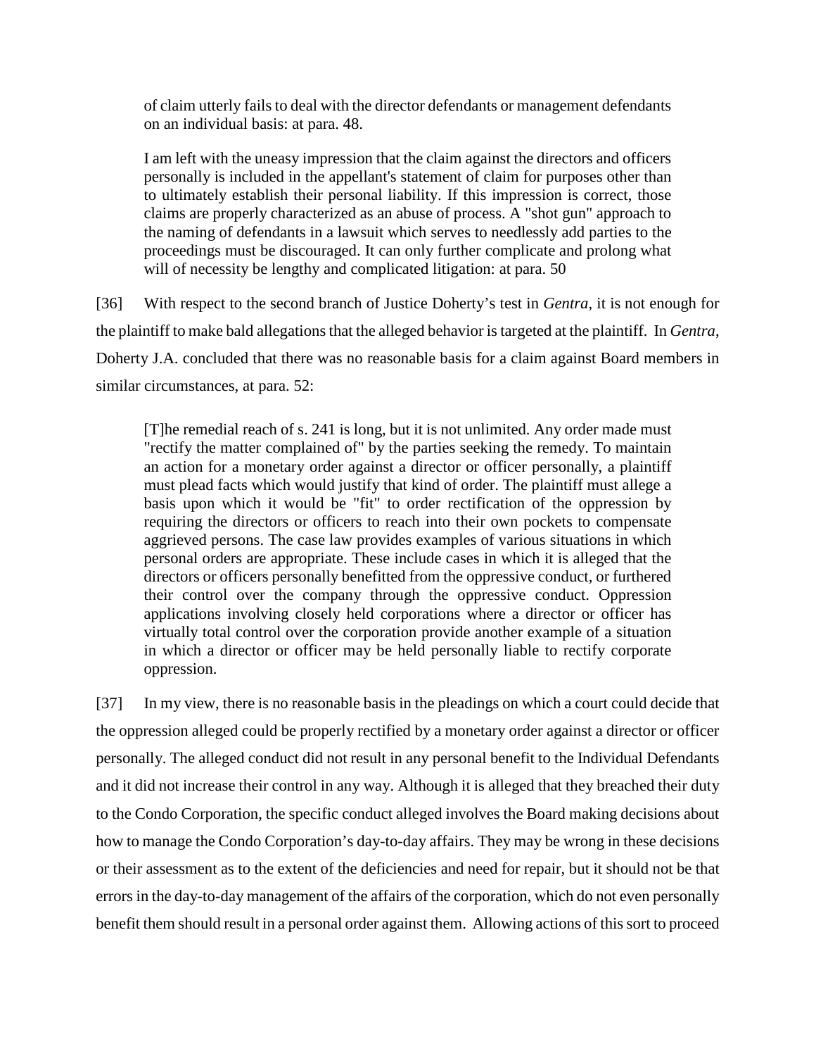> of claim utterly fails to deal with the director defendants or management defendants on an individual basis: at para. 48.
>
> I am left with the uneasy impression that the claim against the directors and officers personally is included in the appellant's statement of claim for purposes other than to ultimately establish their personal liability. If this impression is correct, those claims are properly characterized as an abuse of process. A "shot gun" approach to the naming of defendants in a lawsuit which serves to needlessly add parties to the proceedings must be discouraged. It can only further complicate and prolong what will of necessity be lengthy and complicated litigation: at para. 50

[36] With respect to the second branch of Justice Doherty's test in *Gentra*, it is not enough for the plaintiff to make bald allegations that the alleged behavior is targeted at the plaintiff. In *Gentra*, Doherty J.A. concluded that there was no reasonable basis for a claim against Board members in similar circumstances, at para. 52:

> [T]he remedial reach of s. 241 is long, but it is not unlimited. Any order made must "rectify the matter complained of" by the parties seeking the remedy. To maintain an action for a monetary order against a director or officer personally, a plaintiff must plead facts which would justify that kind of order. The plaintiff must allege a basis upon which it would be "fit" to order rectification of the oppression by requiring the directors or officers to reach into their own pockets to compensate aggrieved persons. The case law provides examples of various situations in which personal orders are appropriate. These include cases in which it is alleged that the directors or officers personally benefitted from the oppressive conduct, or furthered their control over the company through the oppressive conduct. Oppression applications involving closely held corporations where a director or officer has virtually total control over the corporation provide another example of a situation in which a director or officer may be held personally liable to rectify corporate oppression.

[37] In my view, there is no reasonable basis in the pleadings on which a court could decide that the oppression alleged could be properly rectified by a monetary order against a director or officer personally. The alleged conduct did not result in any personal benefit to the Individual Defendants and it did not increase their control in any way. Although it is alleged that they breached their duty to the Condo Corporation, the specific conduct alleged involves the Board making decisions about how to manage the Condo Corporation's day-to-day affairs. They may be wrong in these decisions or their assessment as to the extent of the deficiencies and need for repair, but it should not be that errors in the day-to-day management of the affairs of the corporation, which do not even personally benefit them should result in a personal order against them. Allowing actions of this sort to proceed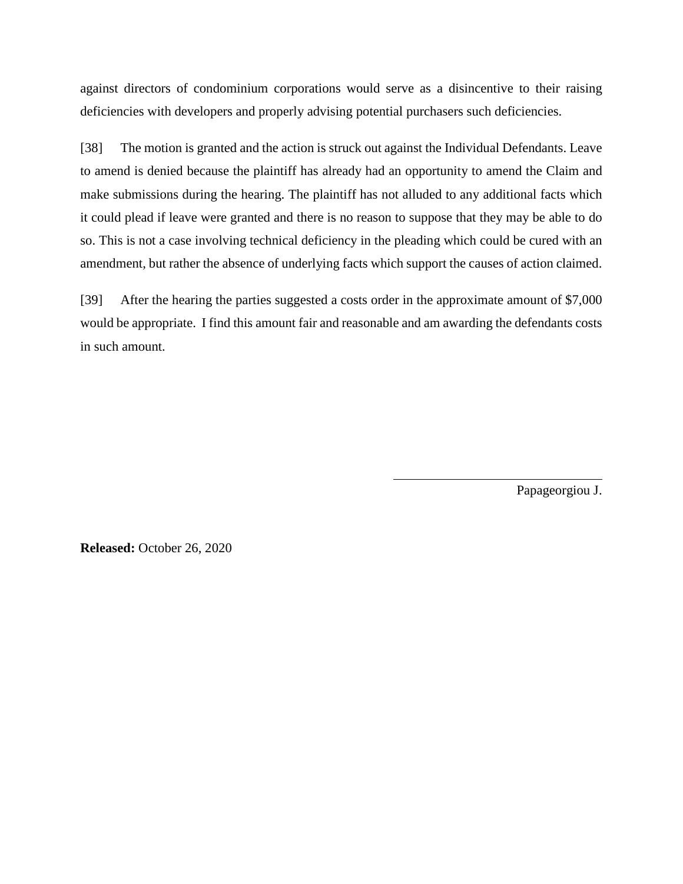against directors of condominium corporations would serve as a disincentive to their raising deficiencies with developers and properly advising potential purchasers such deficiencies.

[38] The motion is granted and the action is struck out against the Individual Defendants. Leave to amend is denied because the plaintiff has already had an opportunity to amend the Claim and make submissions during the hearing. The plaintiff has not alluded to any additional facts which it could plead if leave were granted and there is no reason to suppose that they may be able to do so. This is not a case involving technical deficiency in the pleading which could be cured with an amendment, but rather the absence of underlying facts which support the causes of action claimed.

[39] After the hearing the parties suggested a costs order in the approximate amount of $7,000 would be appropriate. I find this amount fair and reasonable and am awarding the defendants costs in such amount.

Papageorgiou J.

**Released:** October 26, 2020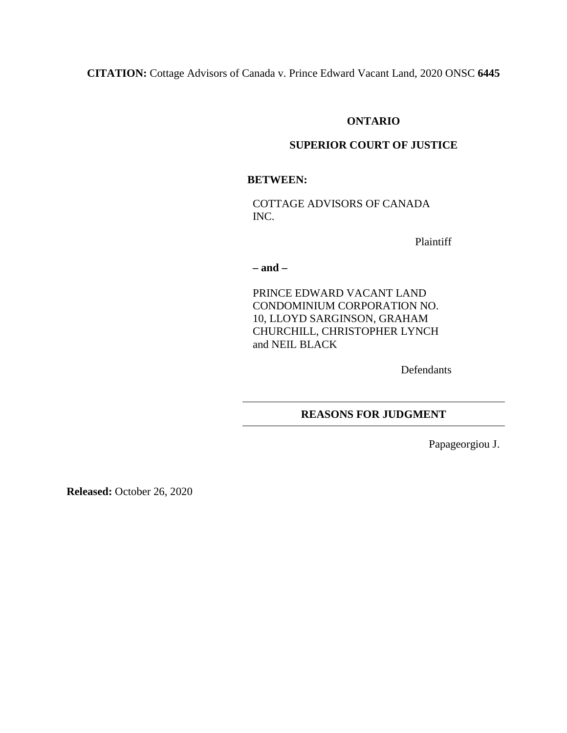**CITATION:** Cottage Advisors of Canada v. Prince Edward Vacant Land, 2020 ONSC **6445**

**ONTARIO**

**SUPERIOR COURT OF JUSTICE**

**BETWEEN:**

COTTAGE ADVISORS OF CANADA INC.

Plaintiff

**– and –**

PRINCE EDWARD VACANT LAND CONDOMINIUM CORPORATION NO. 10, LLOYD SARGINSON, GRAHAM CHURCHILL, CHRISTOPHER LYNCH and NEIL BLACK

Defendants

**REASONS FOR JUDGMENT**

Papageorgiou J.

**Released:** October 26, 2020